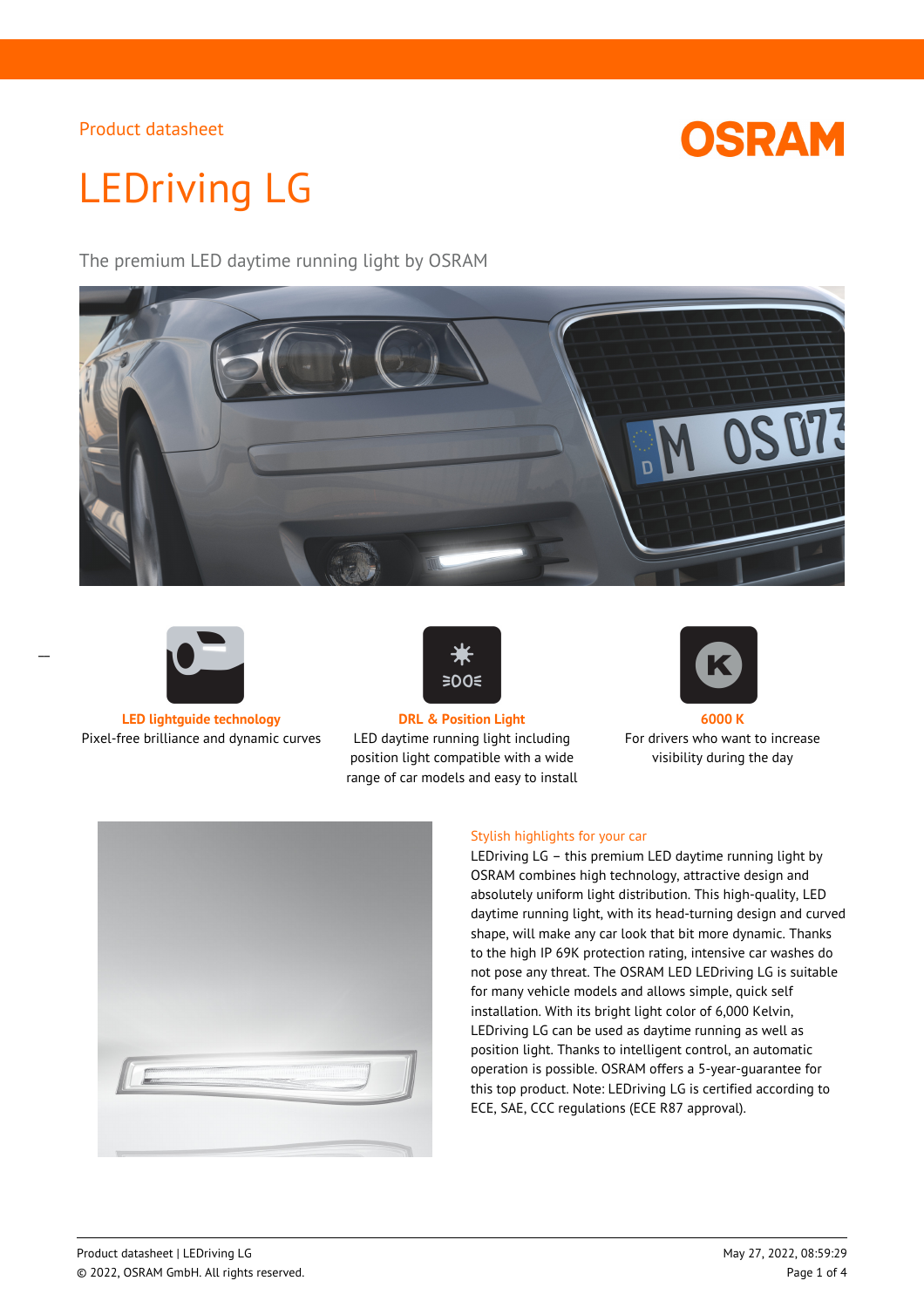Product datasheet

OSRAM

# LEDriving LG

The premium LED daytime running light by OSRAM

**LED lightguide technology**
Pixel-free brilliance and dynamic curves

**DRL & Position Light**
LED daytime running light including position light compatible with a wide range of car models and easy to install

**6000 K**
For drivers who want to increase visibility during the day

## Stylish highlights for your car

LEDriving LG – this premium LED daytime running light by OSRAM combines high technology, attractive design and absolutely uniform light distribution. This high-quality, LED daytime running light, with its head-turning design and curved shape, will make any car look that bit more dynamic. Thanks to the high IP 69K protection rating, intensive car washes do not pose any threat. The OSRAM LED LEDriving LG is suitable for many vehicle models and allows simple, quick self installation. With its bright light color of 6,000 Kelvin, LEDriving LG can be used as daytime running as well as position light. Thanks to intelligent control, an automatic operation is possible. OSRAM offers a 5-year-guarantee for this top product. Note: LEDriving LG is certified according to ECE, SAE, CCC regulations (ECE R87 approval).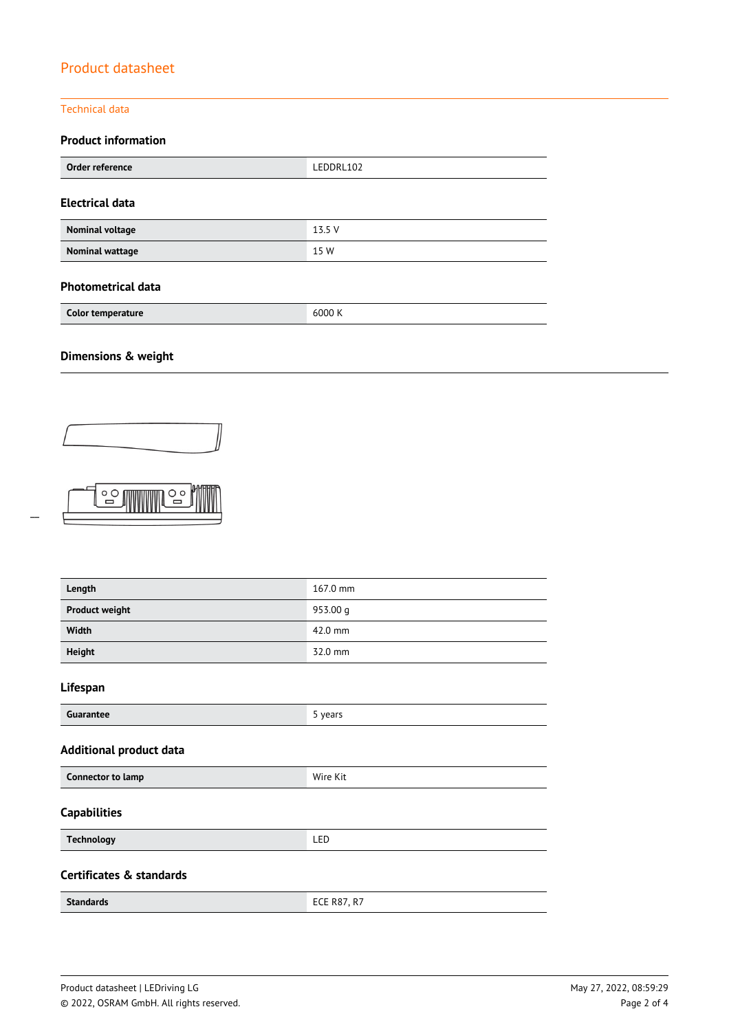# Product datasheet

## Technical data

### Product information

| Order reference | LEDDRL102 |
|---|---|

### Electrical data

| Nominal voltage | 13.5 V |
|---|---|
| Nominal wattage | 15 W |

### Photometrical data

| Color temperature | 6000 K |
|---|---|

### Dimensions & weight

| Length | 167.0 mm |
|---|---|
| Product weight | 953.00 g |
| Width | 42.0 mm |
| Height | 32.0 mm |

### Lifespan

| Guarantee | 5 years |
|---|---|

### Additional product data

| Connector to lamp | Wire Kit |
|---|---|

### Capabilities

| Technology | LED |
|---|---|

### Certificates & standards

| Standards | ECE R87, R7 |
|---|---|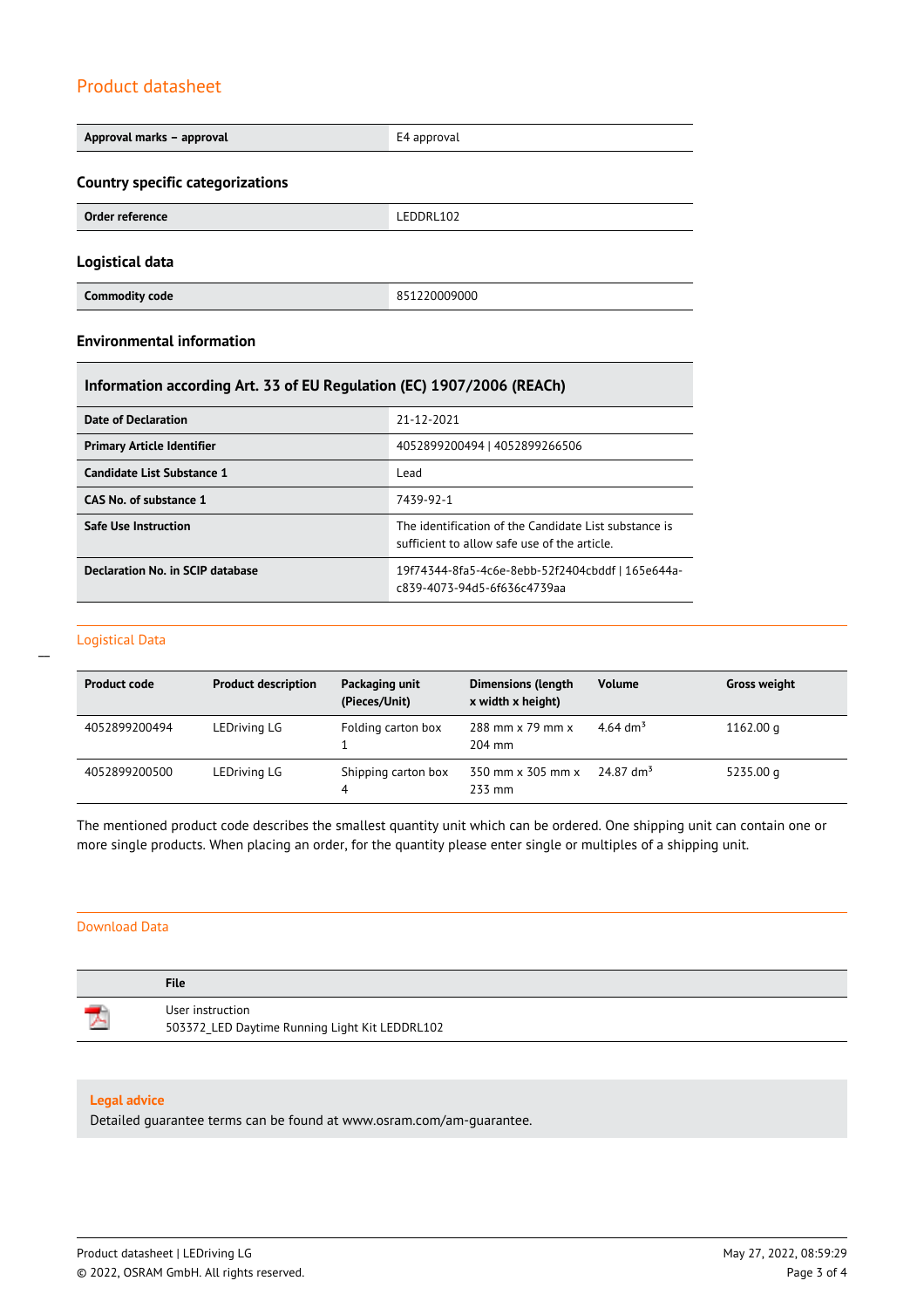## Product datasheet

| Approval marks – approval | E4 approval |
| --- | --- |

### Country specific categorizations

| Order reference | LEDDRL102 |
| --- | --- |

### Logistical data

| Commodity code | 851220009000 |
| --- | --- |

### Environmental information

| Information according Art. 33 of EU Regulation (EC) 1907/2006 (REACh) | |
| --- | --- |
| Date of Declaration | 21-12-2021 |
| Primary Article Identifier | 4052899200494 \| 4052899266506 |
| Candidate List Substance 1 | Lead |
| CAS No. of substance 1 | 7439-92-1 |
| Safe Use Instruction | The identification of the Candidate List substance is sufficient to allow safe use of the article. |
| Declaration No. in SCIP database | 19f74344-8fa5-4c6e-8ebb-52f2404cbddf \| 165e644a-c839-4073-94d5-6f636c4739aa |

## Logistical Data

| Product code | Product description | Packaging unit (Pieces/Unit) | Dimensions (length x width x height) | Volume | Gross weight |
| --- | --- | --- | --- | --- | --- |
| 4052899200494 | LEDriving LG | Folding carton box 1 | 288 mm x 79 mm x 204 mm | 4.64 dm³ | 1162.00 g |
| 4052899200500 | LEDriving LG | Shipping carton box 4 | 350 mm x 305 mm x 233 mm | 24.87 dm³ | 5235.00 g |

The mentioned product code describes the smallest quantity unit which can be ordered. One shipping unit can contain one or more single products. When placing an order, for the quantity please enter single or multiples of a shipping unit.

## Download Data

| | File |
| --- | --- |
| | User instruction<br>503372_LED Daytime Running Light Kit LEDDRL102 |

**Legal advice**

Detailed guarantee terms can be found at www.osram.com/am-guarantee.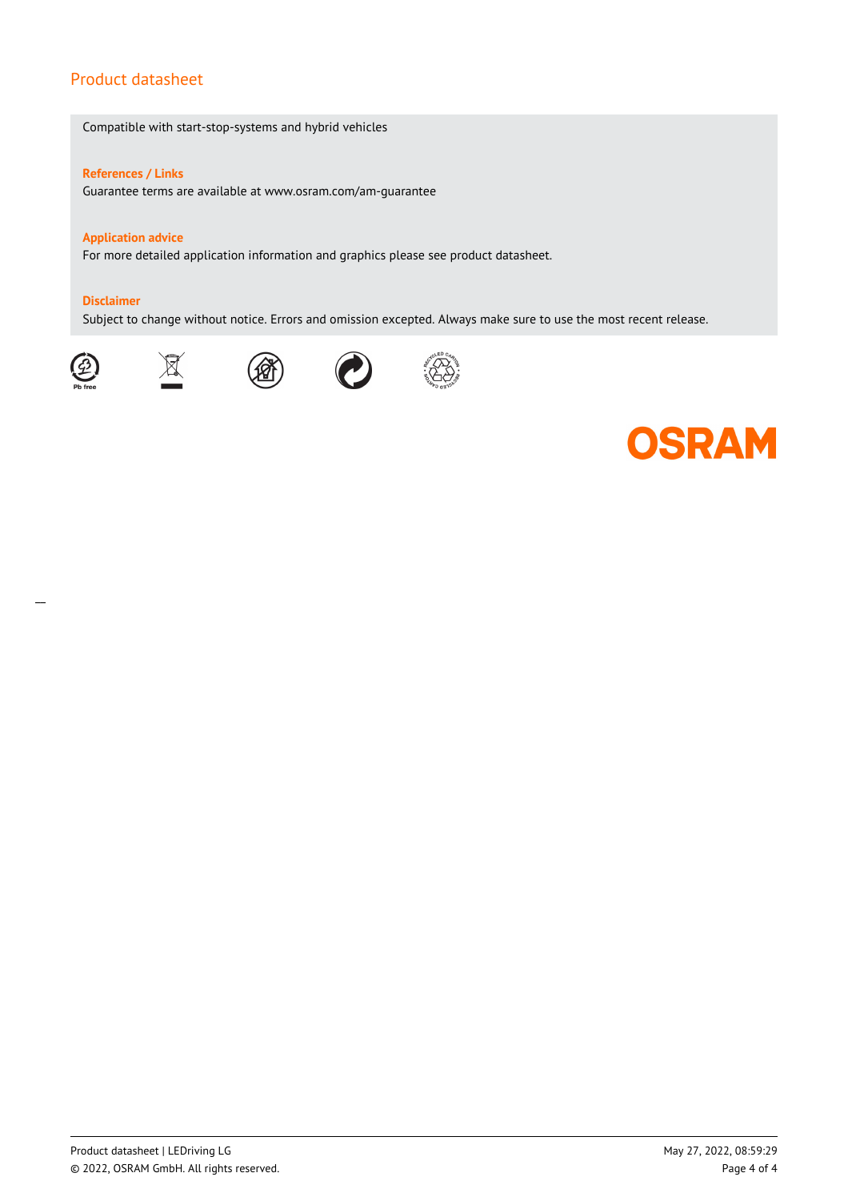Compatible with start-stop-systems and hybrid vehicles

### References / Links

Guarantee terms are available at www.osram.com/am-guarantee

### Application advice

For more detailed application information and graphics please see product datasheet.

### Disclaimer

Subject to change without notice. Errors and omission excepted. Always make sure to use the most recent release.

Pb free

OSRAM